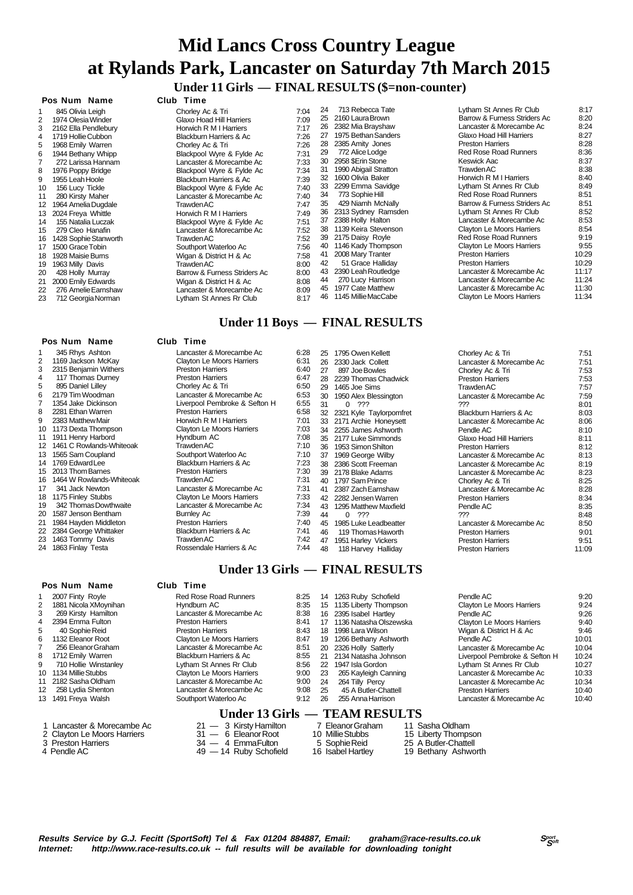# Mid Lancs Cross Country League at Rylands Park, Lancaster on Saturday 7th March 2015

## Under 11 Girls — FINAL RESULTS ($=non-counter)

| Pos | Num | Name | Club | Time |
|---|---|---|---|---|
| 1 | 845 | Olivia Leigh | Chorley Ac & Tri | 7:04 |
| 2 | 1974 | Olesia Winder | Glaxo Hoad Hill Harriers | 7:09 |
| 3 | 2162 | Ella Pendlebury | Horwich R M I Harriers | 7:17 |
| 4 | 1719 | Hollie Cubbon | Blackburn Harriers & Ac | 7:26 |
| 5 | 1968 | Emily Warren | Chorley Ac & Tri | 7:26 |
| 6 | 1944 | Bethany Whipp | Blackpool Wyre & Fylde Ac | 7:31 |
| 7 | 272 | Larissa Hannam | Lancaster & Morecambe Ac | 7:33 |
| 8 | 1976 | Poppy Bridge | Blackpool Wyre & Fylde Ac | 7:34 |
| 9 | 1955 | Leah Hoole | Blackburn Harriers & Ac | 7:39 |
| 10 | 156 | Lucy Tickle | Blackpool Wyre & Fylde Ac | 7:40 |
| 11 | 280 | Kirsty Maher | Lancaster & Morecambe Ac | 7:40 |
| 12 | 1964 | Amelia Dugdale | Trawden AC | 7:47 |
| 13 | 2024 | Freya Whittle | Horwich R M I Harriers | 7:49 |
| 14 | 155 | Natalia Luczak | Blackpool Wyre & Fylde Ac | 7:51 |
| 15 | 279 | Cleo Hanafin | Lancaster & Morecambe Ac | 7:52 |
| 16 | 1428 | Sophie Stanworth | Trawden AC | 7:52 |
| 17 | 1500 | Grace Tobin | Southport Waterloo Ac | 7:56 |
| 18 | 1928 | Maisie Burns | Wigan & District H & Ac | 7:58 |
| 19 | 1963 | Milly Davis | Trawden AC | 8:00 |
| 20 | 428 | Holly Murray | Barrow & Furness Striders Ac | 8:00 |
| 21 | 2000 | Emily Edwards | Wigan & District H & Ac | 8:08 |
| 22 | 276 | Amelie Earnshaw | Lancaster & Morecambe Ac | 8:09 |
| 23 | 712 | Georgia Norman | Lytham St Annes Rr Club | 8:17 |
| 24 | 713 | Rebecca Tate | Lytham St Annes Rr Club | 8:17 |
| 25 | 2160 | Laura Brown | Barrow & Furness Striders Ac | 8:20 |
| 26 | 2382 | Mia Brayshaw | Lancaster & Morecambe Ac | 8:24 |
| 27 | 1975 | Bethan Sanders | Glaxo Hoad Hill Harriers | 8:27 |
| 28 | 2385 | Amity Jones | Preston Harriers | 8:28 |
| 29 | 772 | Alice Lodge | Red Rose Road Runners | 8:36 |
| 30 | 2958 | $Erin Stone | Keswick Aac | 8:37 |
| 31 | 1990 | Abigail Stratton | Trawden AC | 8:38 |
| 32 | 1600 | Olivia Baker | Horwich R M I Harriers | 8:40 |
| 33 | 2299 | Emma Savidge | Lytham St Annes Rr Club | 8:49 |
| 34 | 773 | Sophie Hill | Red Rose Road Runners | 8:51 |
| 35 | 429 | Niamh McNally | Barrow & Furness Striders Ac | 8:51 |
| 36 | 2313 | Sydney Ramsden | Lytham St Annes Rr Club | 8:52 |
| 37 | 2388 | Holly Halton | Lancaster & Morecambe Ac | 8:53 |
| 38 | 1139 | Keira Stevenson | Clayton Le Moors Harriers | 8:54 |
| 39 | 2175 | Daisy Royle | Red Rose Road Runners | 9:19 |
| 40 | 1146 | Kady Thompson | Clayton Le Moors Harriers | 9:55 |
| 41 | 2008 | Mary Tranter | Preston Harriers | 10:29 |
| 42 | 51 | Grace Halliday | Preston Harriers | 10:29 |
| 43 | 2390 | Leah Routledge | Lancaster & Morecambe Ac | 11:17 |
| 44 | 270 | Lucy Harrison | Lancaster & Morecambe Ac | 11:24 |
| 45 | 1977 | Cate Matthew | Lancaster & Morecambe Ac | 11:30 |
| 46 | 1145 | Millie MacCabe | Clayton Le Moors Harriers | 11:34 |

## Under 11 Boys — FINAL RESULTS

| Pos | Num | Name | Club | Time |
|---|---|---|---|---|
| 1 | 345 | Rhys Ashton | Lancaster & Morecambe Ac | 6:28 |
| 2 | 1169 | Jackson McKay | Clayton Le Moors Harriers | 6:31 |
| 3 | 2135 | Benjamin Withers | Preston Harriers | 6:40 |
| 4 | 117 | Thomas Durney | Preston Harriers | 6:47 |
| 5 | 895 | Daniel Lilley | Chorley Ac & Tri | 6:50 |
| 6 | 2179 | Tim Woodman | Lancaster & Morecambe Ac | 6:53 |
| 7 | 1354 | Jake Dickinson | Liverpool Pembroke & Sefton H | 6:55 |
| 8 | 2281 | Ethan Warren | Preston Harriers | 6:58 |
| 9 | 2383 | Matthew Mair | Horwich R M I Harriers | 7:01 |
| 10 | 1173 | Dexta Thompson | Clayton Le Moors Harriers | 7:03 |
| 11 | 1911 | Henry Harbord | Hyndburn AC | 7:08 |
| 12 | 1461 | C Rowlands-Whiteoak | Trawden AC | 7:10 |
| 13 | 1565 | Sam Coupland | Southport Waterloo Ac | 7:10 |
| 14 | 1769 | Edward Lee | Blackburn Harriers & Ac | 7:23 |
| 15 | 2013 | Thom Barnes | Preston Harriers | 7:30 |
| 16 | 1464 | W Rowlands-Whiteoak | Trawden AC | 7:31 |
| 17 | 341 | Jack Newton | Lancaster & Morecambe Ac | 7:31 |
| 18 | 1175 | Finley Stubbs | Clayton Le Moors Harriers | 7:33 |
| 19 | 342 | Thomas Dowthwaite | Lancaster & Morecambe Ac | 7:34 |
| 20 | 1587 | Jenson Bentham | Burnley Ac | 7:39 |
| 21 | 1984 | Hayden Middleton | Preston Harriers | 7:40 |
| 22 | 2384 | George Whittaker | Blackburn Harriers & Ac | 7:41 |
| 23 | 1463 | Tommy Davis | Trawden AC | 7:42 |
| 24 | 1863 | Finlay Testa | Rossendale Harriers & Ac | 7:44 |
| 25 | 1795 | Owen Kellett | Chorley Ac & Tri | 7:51 |
| 26 | 2330 | Jack Collett | Lancaster & Morecambe Ac | 7:51 |
| 27 | 897 | Joe Bowles | Chorley Ac & Tri | 7:53 |
| 28 | 2239 | Thomas Chadwick | Preston Harriers | 7:53 |
| 29 | 1465 | Joe Sims | Trawden AC | 7:57 |
| 30 | 1950 | Alex Blessington | Lancaster & Morecambe Ac | 7:59 |
| 31 | 0 | ??? | ??? | 8:01 |
| 32 | 2321 | Kyle Taylorpomfret | Blackburn Harriers & Ac | 8:03 |
| 33 | 2171 | Archie Honeysett | Lancaster & Morecambe Ac | 8:06 |
| 34 | 2255 | James Ashworth | Pendle AC | 8:10 |
| 35 | 2177 | Luke Simmonds | Glaxo Hoad Hill Harriers | 8:11 |
| 36 | 1953 | Simon Shilton | Preston Harriers | 8:12 |
| 37 | 1969 | George Wilby | Lancaster & Morecambe Ac | 8:13 |
| 38 | 2386 | Scott Freeman | Lancaster & Morecambe Ac | 8:19 |
| 39 | 2178 | Blake Adams | Lancaster & Morecambe Ac | 8:23 |
| 40 | 1797 | Sam Prince | Chorley Ac & Tri | 8:25 |
| 41 | 2387 | Zach Earnshaw | Lancaster & Morecambe Ac | 8:28 |
| 42 | 2282 | Jensen Warren | Preston Harriers | 8:34 |
| 43 | 1295 | Matthew Maxfield | Pendle AC | 8:35 |
| 44 | 0 | ??? | ??? | 8:48 |
| 45 | 1985 | Luke Leadbeatter | Lancaster & Morecambe Ac | 8:50 |
| 46 | 119 | Thomas Haworth | Preston Harriers | 9:01 |
| 47 | 1951 | Harley Vickers | Preston Harriers | 9:51 |
| 48 | 118 | Harvey Halliday | Preston Harriers | 11:09 |

## Under 13 Girls — FINAL RESULTS

| Pos | Num | Name | Club | Time |
|---|---|---|---|---|
| 1 | 2007 | Finty Royle | Red Rose Road Runners | 8:25 |
| 2 | 1881 | Nicola McMoynihan | Hyndburn AC | 8:35 |
| 3 | 269 | Kirsty Hamilton | Lancaster & Morecambe Ac | 8:38 |
| 4 | 2394 | Emma Fulton | Preston Harriers | 8:41 |
| 5 | 40 | Sophie Reid | Preston Harriers | 8:43 |
| 6 | 1132 | Eleanor Root | Clayton Le Moors Harriers | 8:47 |
| 7 | 256 | Eleanor Graham | Lancaster & Morecambe Ac | 8:51 |
| 8 | 1712 | Emily Warren | Blackburn Harriers & Ac | 8:55 |
| 9 | 710 | Hollie Winstanley | Lytham St Annes Rr Club | 8:56 |
| 10 | 1134 | Millie Stubbs | Clayton Le Moors Harriers | 9:00 |
| 11 | 2182 | Sasha Oldham | Lancaster & Morecambe Ac | 9:00 |
| 12 | 258 | Lydia Shenton | Lancaster & Morecambe Ac | 9:08 |
| 13 | 1491 | Freya Walsh | Southport Waterloo Ac | 9:12 |
| 14 | 1263 | Ruby Schofield | Pendle AC | 9:20 |
| 15 | 1135 | Liberty Thompson | Clayton Le Moors Harriers | 9:24 |
| 16 | 2395 | Isabel Hartley | Pendle AC | 9:26 |
| 17 | 1136 | Natasha Olszewska | Clayton Le Moors Harriers | 9:40 |
| 18 | 1998 | Lara Wilson | Wigan & District H & Ac | 9:46 |
| 19 | 1266 | Bethany Ashworth | Pendle AC | 10:01 |
| 20 | 2326 | Holly Satterly | Lancaster & Morecambe Ac | 10:04 |
| 21 | 2134 | Natasha Johnson | Liverpool Pembroke & Sefton H | 10:24 |
| 22 | 1947 | Isla Gordon | Lytham St Annes Rr Club | 10:27 |
| 23 | 265 | Kayleigh Canning | Lancaster & Morecambe Ac | 10:33 |
| 24 | 264 | Tilly Percy | Lancaster & Morecambe Ac | 10:34 |
| 25 | 45 | A Butler-Chattell | Preston Harriers | 10:40 |
| 26 | 255 | Anna Harrison | Lancaster & Morecambe Ac | 10:40 |

## Under 13 Girls — TEAM RESULTS

| Pos | Team | Points | | | |
|---|---|---|---|---|---|
| 1 | Lancaster & Morecambe Ac | 21 — 3 Kirsty Hamilton | 7 Eleanor Graham | 11 Sasha Oldham | |
| 2 | Clayton Le Moors Harriers | 31 — 6 Eleanor Root | 10 Millie Stubbs | 15 Liberty Thompson | |
| 3 | Preston Harriers | 34 — 4 Emma Fulton | 5 Sophie Reid | 25 A Butler-Chattell | |
| 4 | Pendle AC | 49 — 14 Ruby Schofield | 16 Isabel Hartley | 19 Bethany Ashworth | |

***Results Service by G.J. Fecitt (SportSoft) Tel & Fax 01204 884887, Email: graham@race-results.co.uk***
***Internet: http://www.race-results.co.uk -- full results will be available for downloading tonight***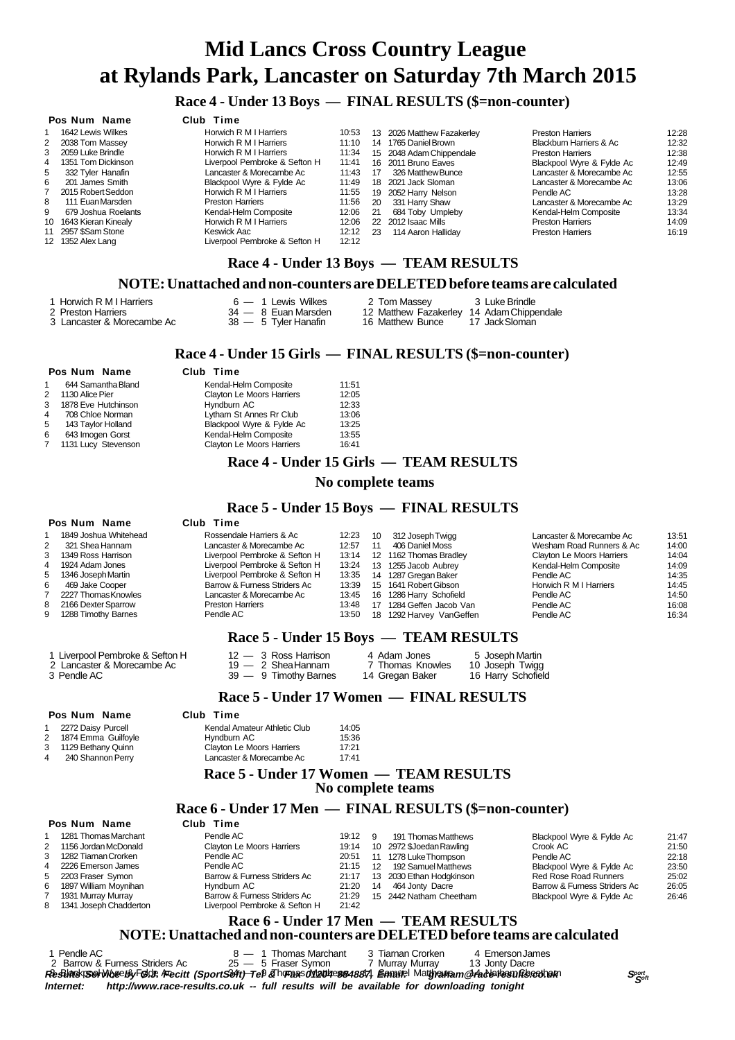# Mid Lancs Cross Country League
# at Rylands Park, Lancaster on Saturday 7th March 2015

## Race 4 - Under 13 Boys — FINAL RESULTS ($=non-counter)

| Pos | Num | Name | Club | Time |
|---|---|---|---|---|
| 1 | 1642 | Lewis Wilkes | Horwich R M I Harriers | 10:53 |
| 2 | 2038 | Tom Massey | Horwich R M I Harriers | 11:10 |
| 3 | 2059 | Luke Brindle | Horwich R M I Harriers | 11:34 |
| 4 | 1351 | Tom Dickinson | Liverpool Pembroke & Sefton H | 11:41 |
| 5 | 332 | Tyler Hanafin | Lancaster & Morecambe Ac | 11:43 |
| 6 | 201 | James Smith | Blackpool Wyre & Fylde Ac | 11:49 |
| 7 | 2015 | Robert Seddon | Horwich R M I Harriers | 11:55 |
| 8 | 111 | Euan Marsden | Preston Harriers | 11:56 |
| 9 | 679 | Joshua Roelants | Kendal-Helm Composite | 12:06 |
| 10 | 1643 | Kieran Kinealy | Horwich R M I Harriers | 12:06 |
| 11 | 2957 | $Sam Stone | Keswick Aac | 12:12 |
| 12 | 1352 | Alex Lang | Liverpool Pembroke & Sefton H | 12:12 |
| 13 | 2026 | Matthew Fazakerley | Preston Harriers | 12:28 |
| 14 | 1765 | Daniel Brown | Blackburn Harriers & Ac | 12:32 |
| 15 | 2048 | Adam Chippendale | Preston Harriers | 12:38 |
| 16 | 2011 | Bruno Eaves | Blackpool Wyre & Fylde Ac | 12:49 |
| 17 | 326 | Matthew Bunce | Lancaster & Morecambe Ac | 12:55 |
| 18 | 2021 | Jack Sloman | Lancaster & Morecambe Ac | 13:06 |
| 19 | 2052 | Harry Nelson | Pendle AC | 13:28 |
| 20 | 331 | Harry Shaw | Lancaster & Morecambe Ac | 13:29 |
| 21 | 684 | Toby Umpleby | Kendal-Helm Composite | 13:34 |
| 22 | 2012 | Isaac Mills | Preston Harriers | 14:09 |
| 23 | 114 | Aaron Halliday | Preston Harriers | 16:19 |

## Race 4 - Under 13 Boys — TEAM RESULTS

### NOTE: Unattached and non-counters are DELETED before teams are calculated

| Team | Points | | | |
|---|---|---|---|---|
| 1 Horwich R M I Harriers | 6 | 1 Lewis Wilkes | 2 Tom Massey | 3 Luke Brindle |
| 2 Preston Harriers | 34 | 8 Euan Marsden | 12 Matthew Fazakerley | 14 Adam Chippendale |
| 3 Lancaster & Morecambe Ac | 38 | 5 Tyler Hanafin | 16 Matthew Bunce | 17 Jack Sloman |

## Race 4 - Under 15 Girls — FINAL RESULTS ($=non-counter)

| Pos | Num | Name | Club | Time |
|---|---|---|---|---|
| 1 | 644 | Samantha Bland | Kendal-Helm Composite | 11:51 |
| 2 | 1130 | Alice Pier | Clayton Le Moors Harriers | 12:05 |
| 3 | 1878 | Eve Hutchinson | Hyndburn AC | 12:33 |
| 4 | 708 | Chloe Norman | Lytham St Annes Rr Club | 13:06 |
| 5 | 143 | Taylor Holland | Blackpool Wyre & Fylde Ac | 13:25 |
| 6 | 643 | Imogen Gorst | Kendal-Helm Composite | 13:55 |
| 7 | 1131 | Lucy Stevenson | Clayton Le Moors Harriers | 16:41 |

## Race 4 - Under 15 Girls — TEAM RESULTS

**No complete teams**

## Race 5 - Under 15 Boys — FINAL RESULTS

| Pos | Num | Name | Club | Time |
|---|---|---|---|---|
| 1 | 1849 | Joshua Whitehead | Rossendale Harriers & Ac | 12:23 |
| 2 | 321 | Shea Hannam | Lancaster & Morecambe Ac | 12:57 |
| 3 | 1349 | Ross Harrison | Liverpool Pembroke & Sefton H | 13:14 |
| 4 | 1924 | Adam Jones | Liverpool Pembroke & Sefton H | 13:24 |
| 5 | 1346 | Joseph Martin | Liverpool Pembroke & Sefton H | 13:35 |
| 6 | 469 | Jake Cooper | Barrow & Furness Striders Ac | 13:39 |
| 7 | 2227 | Thomas Knowles | Lancaster & Morecambe Ac | 13:45 |
| 8 | 2166 | Dexter Sparrow | Preston Harriers | 13:48 |
| 9 | 1288 | Timothy Barnes | Pendle AC | 13:50 |
| 10 | 312 | Joseph Twigg | Lancaster & Morecambe Ac | 13:51 |
| 11 | 406 | Daniel Moss | Wesham Road Runners & Ac | 14:00 |
| 12 | 1162 | Thomas Bradley | Clayton Le Moors Harriers | 14:04 |
| 13 | 1255 | Jacob Aubrey | Kendal-Helm Composite | 14:09 |
| 14 | 1287 | Gregan Baker | Pendle AC | 14:35 |
| 15 | 1641 | Robert Gibson | Horwich R M I Harriers | 14:45 |
| 16 | 1286 | Harry Schofield | Pendle AC | 14:50 |
| 17 | 1284 | Geffen Jacob Van | Pendle AC | 16:08 |
| 18 | 1292 | Harvey VanGeffen | Pendle AC | 16:34 |

## Race 5 - Under 15 Boys — TEAM RESULTS

| Team | Points | | | |
|---|---|---|---|---|
| 1 Liverpool Pembroke & Sefton H | 12 | 3 Ross Harrison | 4 Adam Jones | 5 Joseph Martin |
| 2 Lancaster & Morecambe Ac | 19 | 2 Shea Hannam | 7 Thomas Knowles | 10 Joseph Twigg |
| 3 Pendle AC | 39 | 9 Timothy Barnes | 14 Gregan Baker | 16 Harry Schofield |

## Race 5 - Under 17 Women — FINAL RESULTS

| Pos | Num | Name | Club | Time |
|---|---|---|---|---|
| 1 | 2272 | Daisy Purcell | Kendal Amateur Athletic Club | 14:05 |
| 2 | 1874 | Emma Guilfoyle | Hyndburn AC | 15:36 |
| 3 | 1129 | Bethany Quinn | Clayton Le Moors Harriers | 17:21 |
| 4 | 240 | Shannon Perry | Lancaster & Morecambe Ac | 17:41 |

## Race 5 - Under 17 Women — TEAM RESULTS

**No complete teams**

## Race 6 - Under 17 Men — FINAL RESULTS ($=non-counter)

| Pos | Num | Name | Club | Time |
|---|---|---|---|---|
| 1 | 1281 | Thomas Marchant | Pendle AC | 19:12 |
| 2 | 1156 | Jordan McDonald | Clayton Le Moors Harriers | 19:14 |
| 3 | 1282 | Tiarnan Crorken | Pendle AC | 20:51 |
| 4 | 2226 | Emerson James | Pendle AC | 21:15 |
| 5 | 2203 | Fraser Symon | Barrow & Furness Striders Ac | 21:17 |
| 6 | 1897 | William Moynihan | Hyndburn AC | 21:20 |
| 7 | 1931 | Murray Murray | Barrow & Furness Striders Ac | 21:29 |
| 8 | 1341 | Joseph Chadderton | Liverpool Pembroke & Sefton H | 21:42 |
| 9 | 191 | Thomas Matthews | Blackpool Wyre & Fylde Ac | 21:47 |
| 10 | 2972 | $Joedan Rawling | Crook AC | 21:50 |
| 11 | 1278 | Luke Thompson | Pendle AC | 22:18 |
| 12 | 192 | Samuel Matthews | Blackpool Wyre & Fylde Ac | 23:50 |
| 13 | 2030 | Ethan Hodgkinson | Red Rose Road Runners | 25:02 |
| 14 | 464 | Jonty Dacre | Barrow & Furness Striders Ac | 26:05 |
| 15 | 2442 | Natham Cheetham | Blackpool Wyre & Fylde Ac | 26:46 |

## Race 6 - Under 17 Men — TEAM RESULTS

### NOTE: Unattached and non-counters are DELETED before teams are calculated

| Team | Points | | | |
|---|---|---|---|---|
| 1 Pendle AC | 8 | 1 Thomas Marchant | 3 Tiarnan Crorken | 4 Emerson James |
| 2 Barrow & Furness Striders Ac | 25 | 5 Fraser Symon | 7 Murray Murray | 13 Jonty Dacre |
| 3 Blackpool Wyre & Fylde Ac | 34 | 8 Thomas Matthews | 11 Samuel Matthews | 14 Natham Cheetham |

*Results Service by G.J. Fecitt (SportSoft) - Tel & Fax 01204 884887, Email: graham@race-results.co.uk*

*Internet: http://www.race-results.co.uk -- full results will be available for downloading tonight*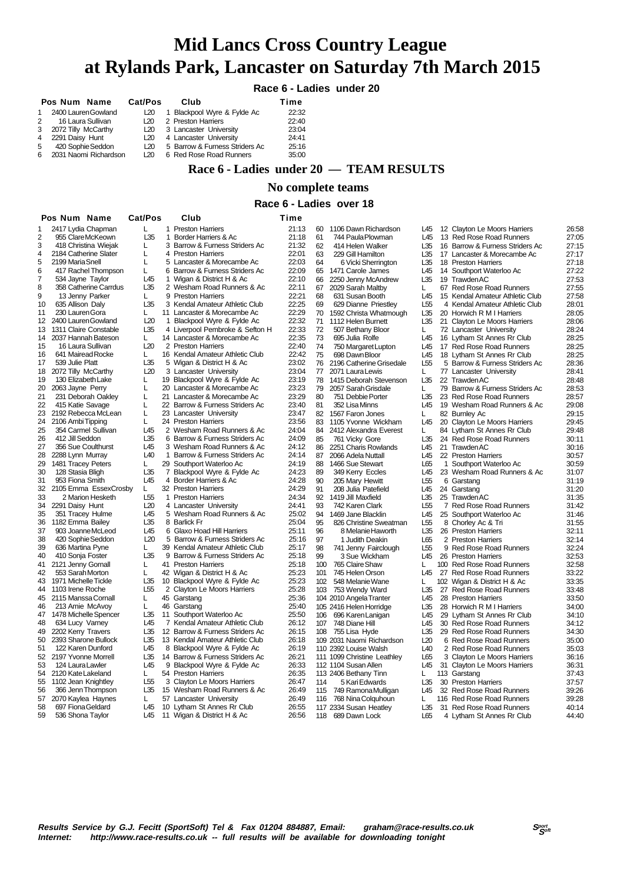# Mid Lancs Cross Country League
# at Rylands Park, Lancaster on Saturday 7th March 2015

## Race 6 - Ladies under 20

| Pos | Num | Name | Cat/Pos | | Club | Time |
|---|---|---|---|---|---|---|
| 1 | 2400 | Lauren Gowland | L20 | 1 | Blackpool Wyre & Fylde Ac | 22:32 |
| 2 | 16 | Laura Sullivan | L20 | 2 | Preston Harriers | 22:40 |
| 3 | 2072 | Tilly McCarthy | L20 | 3 | Lancaster University | 23:04 |
| 4 | 2291 | Daisy Hunt | L20 | 4 | Lancaster University | 24:41 |
| 5 | 420 | Sophie Seddon | L20 | 5 | Barrow & Furness Striders Ac | 25:16 |
| 6 | 2031 | Naomi Richardson | L20 | 6 | Red Rose Road Runners | 35:00 |

## Race 6 - Ladies under 20 — TEAM RESULTS

### No complete teams

## Race 6 - Ladies over 18

| Pos | Num | Name | Cat/Pos | | Club | Time |
|---|---|---|---|---|---|---|
| 1 | 2417 | Lydia Chapman | L | 1 | Preston Harriers | 21:13 |
| 2 | 955 | Clare McKeown | L35 | 1 | Border Harriers & Ac | 21:18 |
| 3 | 418 | Christina Wiejak | L | 3 | Barrow & Furness Striders Ac | 21:32 |
| 4 | 2184 | Catherine Slater | L | 4 | Preston Harriers | 22:01 |
| 5 | 2199 | Maria Snell | L | 5 | Lancaster & Morecambe Ac | 22:03 |
| 6 | 417 | Rachel Thompson | L | 6 | Barrow & Furness Striders Ac | 22:09 |
| 7 | 534 | Jayne Taylor | L45 | 1 | Wigan & District H & Ac | 22:10 |
| 8 | 358 | Catherine Carrdus | L35 | 2 | Wesham Road Runners & Ac | 22:11 |
| 9 | 13 | Jenny Parker | L | 9 | Preston Harriers | 22:21 |
| 10 | 635 | Allison Daly | L35 | 3 | Kendal Amateur Athletic Club | 22:25 |
| 11 | 230 | Lauren Gora | L | 11 | Lancaster & Morecambe Ac | 22:29 |
| 12 | 2400 | Lauren Gowland | L20 | 1 | Blackpool Wyre & Fylde Ac | 22:32 |
| 13 | 1311 | Claire Constable | L35 | 4 | Liverpool Pembroke & Sefton H | 22:33 |
| 14 | 2037 | Hannah Bateson | L | 14 | Lancaster & Morecambe Ac | 22:35 |
| 15 | 16 | Laura Sullivan | L20 | 2 | Preston Harriers | 22:40 |
| 16 | 641 | Mairead Rocke | L | 16 | Kendal Amateur Athletic Club | 22:42 |
| 17 | 539 | Julie Platt | L35 | 5 | Wigan & District H & Ac | 23:02 |
| 18 | 2072 | Tilly McCarthy | L20 | 3 | Lancaster University | 23:04 |
| 19 | 130 | Elizabeth Lake | L | 19 | Blackpool Wyre & Fylde Ac | 23:19 |
| 20 | 2063 | Jayne Perry | L | 20 | Lancaster & Morecambe Ac | 23:23 |
| 21 | 231 | Deborah Oakley | L | 21 | Lancaster & Morecambe Ac | 23:29 |
| 22 | 415 | Katie Savage | L | 22 | Barrow & Furness Striders Ac | 23:40 |
| 23 | 2192 | Rebecca McLean | L | 23 | Lancaster University | 23:47 |
| 24 | 2106 | Ambi Tipping | L | 24 | Preston Harriers | 23:56 |
| 25 | 354 | Carmel Sullivan | L45 | 2 | Wesham Road Runners & Ac | 24:04 |
| 26 | 412 | Jill Seddon | L35 | 6 | Barrow & Furness Striders Ac | 24:09 |
| 27 | 356 | Sue Coulthurst | L45 | 3 | Wesham Road Runners & Ac | 24:12 |
| 28 | 2288 | Lynn Murray | L40 | 1 | Barrow & Furness Striders Ac | 24:14 |
| 29 | 1481 | Tracey Peters | L | 29 | Southport Waterloo Ac | 24:19 |
| 30 | 128 | Stasia Bligh | L35 | 7 | Blackpool Wyre & Fylde Ac | 24:23 |
| 31 | 953 | Fiona Smith | L45 | 4 | Border Harriers & Ac | 24:28 |
| 32 | 2105 | Emma EssexCrosby | L | 32 | Preston Harriers | 24:29 |
| 33 | 2 | Marion Hesketh | L55 | 1 | Preston Harriers | 24:34 |
| 34 | 2291 | Daisy Hunt | L20 | 4 | Lancaster University | 24:41 |
| 35 | 351 | Tracey Hulme | L45 | 5 | Wesham Road Runners & Ac | 25:02 |
| 36 | 1182 | Emma Bailey | L35 | 8 | Barlick Fr | 25:04 |
| 37 | 903 | Joanne McLeod | L45 | 6 | Glaxo Hoad Hill Harriers | 25:11 |
| 38 | 420 | Sophie Seddon | L20 | 5 | Barrow & Furness Striders Ac | 25:16 |
| 39 | 636 | Martina Pyne | L | 39 | Kendal Amateur Athletic Club | 25:17 |
| 40 | 410 | Sonja Foster | L35 | 9 | Barrow & Furness Striders Ac | 25:18 |
| 41 | 2121 | Jenny Gornall | L | 41 | Preston Harriers | 25:18 |
| 42 | 553 | Sarah Morton | L | 42 | Wigan & District H & Ac | 25:23 |
| 43 | 1971 | Michelle Tickle | L35 | 10 | Blackpool Wyre & Fylde Ac | 25:23 |
| 44 | 1103 | Irene Roche | L55 | 2 | Clayton Le Moors Harriers | 25:28 |
| 45 | 2115 | Manssa Cornall | L | 45 | Garstang | 25:36 |
| 46 | 213 | Amie McAvoy | L | 46 | Garstang | 25:40 |
| 47 | 1478 | Michelle Spencer | L35 | 11 | Southport Waterloo Ac | 25:50 |
| 48 | 634 | Lucy Varney | L45 | 7 | Kendal Amateur Athletic Club | 26:12 |
| 49 | 2202 | Kerry Travers | L35 | 12 | Barrow & Furness Striders Ac | 26:15 |
| 50 | 2393 | Sharone Bullock | L35 | 13 | Kendal Amateur Athletic Club | 26:18 |
| 51 | 122 | Karen Dunford | L45 | 8 | Blackpool Wyre & Fylde Ac | 26:19 |
| 52 | 2197 | Yvonne Morrell | L35 | 14 | Barrow & Furness Striders Ac | 26:21 |
| 53 | 124 | Laura Lawler | L45 | 9 | Blackpool Wyre & Fylde Ac | 26:33 |
| 54 | 2120 | Kate Lakeland | L | 54 | Preston Harriers | 26:35 |
| 55 | 1102 | Jean Knightley | L55 | 3 | Clayton Le Moors Harriers | 26:47 |
| 56 | 366 | Jenn Thompson | L35 | 15 | Wesham Road Runners & Ac | 26:49 |
| 57 | 2070 | Kaylea Haynes | L | 57 | Lancaster University | 26:49 |
| 58 | 697 | Fiona Geldard | L45 | 10 | Lytham St Annes Rr Club | 26:55 |
| 59 | 536 | Shona Taylor | L45 | 11 | Wigan & District H & Ac | 26:56 |
| 60 | 1106 | Dawn Richardson | L45 | 12 | Clayton Le Moors Harriers | 26:58 |
| 61 | 744 | Paula Plowman | L45 | 13 | Red Rose Road Runners | 27:05 |
| 62 | 414 | Helen Walker | L35 | 16 | Barrow & Furness Striders Ac | 27:15 |
| 63 | 229 | Gill Hamilton | L35 | 17 | Lancaster & Morecambe Ac | 27:17 |
| 64 | 6 | Vicki Sherrington | L35 | 18 | Preston Harriers | 27:18 |
| 65 | 1471 | Carole James | L45 | 14 | Southport Waterloo Ac | 27:22 |
| 66 | 2250 | Jenny McAndrew | L35 | 19 | Trawden AC | 27:53 |
| 67 | 2029 | Sarah Maltby | L | 67 | Red Rose Road Runners | 27:55 |
| 68 | 631 | Susan Booth | L45 | 15 | Kendal Amateur Athletic Club | 27:58 |
| 69 | 629 | Dianne Priestley | L55 | 4 | Kendal Amateur Athletic Club | 28:01 |
| 70 | 1592 | Christa Whatmough | L35 | 20 | Horwich R M I Harriers | 28:05 |
| 71 | 1112 | Helen Burnett | L35 | 21 | Clayton Le Moors Harriers | 28:06 |
| 72 | 507 | Bethany Bloor | L | 72 | Lancaster University | 28:24 |
| 73 | 695 | Julia Rolfe | L45 | 16 | Lytham St Annes Rr Club | 28:25 |
| 74 | 750 | Margaret Lupton | L45 | 17 | Red Rose Road Runners | 28:25 |
| 75 | 698 | Dawn Bloor | L45 | 18 | Lytham St Annes Rr Club | 28:25 |
| 76 | 2196 | Catherine Grisedale | L55 | 5 | Barrow & Furness Striders Ac | 28:36 |
| 77 | 2071 | Laura Lewis | L | 77 | Lancaster University | 28:41 |
| 78 | 1415 | Deborah Stevenson | L35 | 22 | Trawden AC | 28:48 |
| 79 | 2057 | Sarah Grisdale | L | 79 | Barrow & Furness Striders Ac | 28:53 |
| 80 | 751 | Debbie Porter | L35 | 23 | Red Rose Road Runners | 28:57 |
| 81 | 352 | Lisa Minns | L45 | 19 | Wesham Road Runners & Ac | 29:08 |
| 82 | 1567 | Faron Jones | L | 82 | Burnley Ac | 29:15 |
| 83 | 1105 | Yvonne Wickham | L45 | 20 | Clayton Le Moors Harriers | 29:45 |
| 84 | 2412 | Alexandra Everest | L | 84 | Lytham St Annes Rr Club | 29:48 |
| 85 | 761 | Vicky Gore | L35 | 24 | Red Rose Road Runners | 30:11 |
| 86 | 2251 | Charis Rowlands | L45 | 21 | Trawden AC | 30:16 |
| 87 | 2066 | Adela Nuttall | L45 | 22 | Preston Harriers | 30:57 |
| 88 | 1466 | Sue Stewart | L65 | 1 | Southport Waterloo Ac | 30:59 |
| 89 | 349 | Kerry Eccles | L45 | 23 | Wesham Road Runners & Ac | 31:07 |
| 90 | 205 | Mary Hewitt | L55 | 6 | Garstang | 31:19 |
| 91 | 208 | Julia Patefield | L45 | 24 | Garstang | 31:20 |
| 92 | 1419 | Jill Maxfield | L35 | 25 | Trawden AC | 31:35 |
| 93 | 742 | Karen Clark | L55 | 7 | Red Rose Road Runners | 31:42 |
| 94 | 1469 | Jane Blacklin | L45 | 25 | Southport Waterloo Ac | 31:46 |
| 95 | 826 | Christine Sweatman | L55 | 8 | Chorley Ac & Tri | 31:55 |
| 96 | 8 | Melanie Haworth | L35 | 26 | Preston Harriers | 32:11 |
| 97 | 1 | Judith Deakin | L65 | 2 | Preston Harriers | 32:14 |
| 98 | 741 | Jenny Fairclough | L55 | 9 | Red Rose Road Runners | 32:24 |
| 99 | 3 | Sue Wickham | L45 | 26 | Preston Harriers | 32:53 |
| 100 | 765 | Claire Shaw | L | 100 | Red Rose Road Runners | 32:58 |
| 101 | 745 | Helen Orson | L45 | 27 | Red Rose Road Runners | 33:22 |
| 102 | 548 | Melanie Wane | L | 102 | Wigan & District H & Ac | 33:35 |
| 103 | 753 | Wendy Ward | L35 | 27 | Red Rose Road Runners | 33:48 |
| 104 | 2010 | Angela Tranter | L45 | 28 | Preston Harriers | 33:50 |
| 105 | 2416 | Helen Horridge | L35 | 28 | Horwich R M I Harriers | 34:00 |
| 106 | 696 | Karen Lanigan | L45 | 29 | Lytham St Annes Rr Club | 34:10 |
| 107 | 748 | Diane Hill | L45 | 30 | Red Rose Road Runners | 34:12 |
| 108 | 755 | Lisa Hyde | L35 | 29 | Red Rose Road Runners | 34:30 |
| 109 | 2031 | Naomi Richardson | L20 | 6 | Red Rose Road Runners | 35:00 |
| 110 | 2392 | Louise Walsh | L40 | 2 | Red Rose Road Runners | 35:03 |
| 111 | 1099 | Christine Leathley | L65 | 3 | Clayton Le Moors Harriers | 36:16 |
| 112 | 1104 | Susan Allen | L45 | 31 | Clayton Le Moors Harriers | 36:31 |
| 113 | 2406 | Bethany Tinn | L | 113 | Garstang | 37:43 |
| 114 | 5 | Kari Edwards | L35 | 30 | Preston Harriers | 37:57 |
| 115 | 749 | Ramona Mulligan | L45 | 32 | Red Rose Road Runners | 39:26 |
| 116 | 768 | Nina Colquhoun | L | 116 | Red Rose Road Runners | 39:28 |
| 117 | 2334 | Susan Heatley | L35 | 31 | Red Rose Road Runners | 40:14 |
| 118 | 689 | Dawn Lock | L65 | 4 | Lytham St Annes Rr Club | 44:40 |

***Results Service by G.J. Fecitt (SportSoft) Tel & Fax 01204 884887, Email: graham@race-results.co.uk***
***Internet: http://www.race-results.co.uk -- full results will be available for downloading tonight***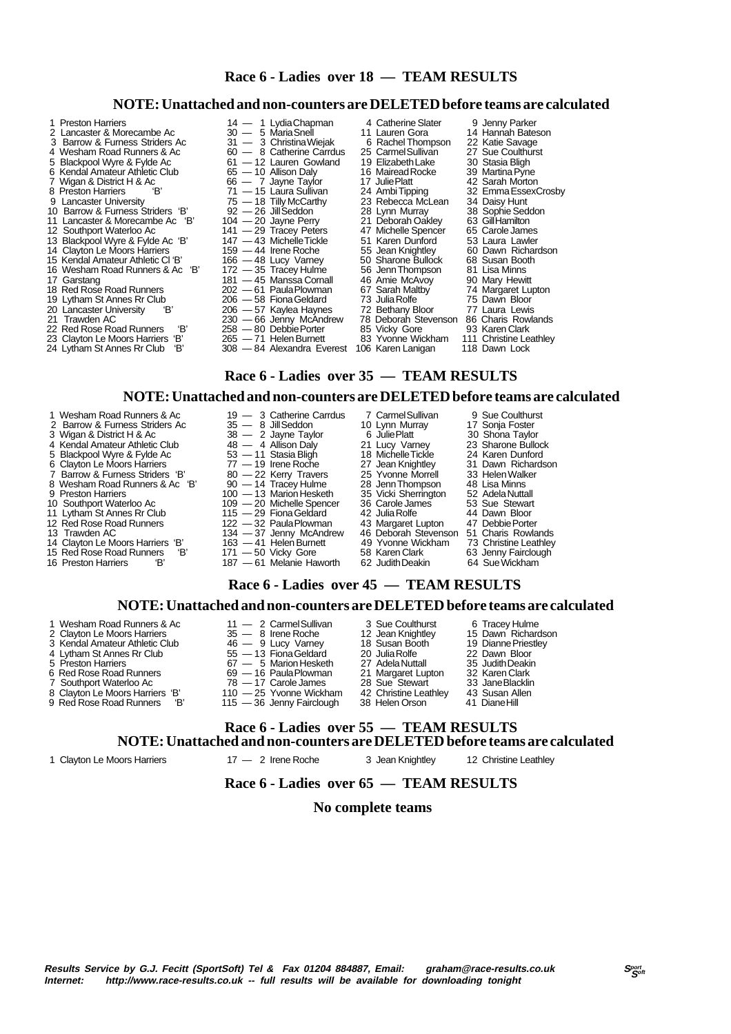## Race 6 - Ladies over 18 — TEAM RESULTS

### NOTE: Unattached and non-counters are DELETED before teams are calculated

| Pos | Team | Points | Runner 1 | Runner 2 | Runner 3 |
|---|---|---|---|---|---|
| 1 | Preston Harriers | 14 | 1 Lydia Chapman | 4 Catherine Slater | 9 Jenny Parker |
| 2 | Lancaster & Morecambe Ac | 30 | 5 Maria Snell | 11 Lauren Gora | 14 Hannah Bateson |
| 3 | Barrow & Furness Striders Ac | 31 | 3 Christina Wiejak | 6 Rachel Thompson | 22 Katie Savage |
| 4 | Wesham Road Runners & Ac | 60 | 8 Catherine Carrdus | 25 Carmel Sullivan | 27 Sue Coulthurst |
| 5 | Blackpool Wyre & Fylde Ac | 61 | 12 Lauren Gowland | 19 Elizabeth Lake | 30 Stasia Bligh |
| 6 | Kendal Amateur Athletic Club | 65 | 10 Allison Daly | 16 Mairead Rocke | 39 Martina Pyne |
| 7 | Wigan & District H & Ac | 66 | 7 Jayne Taylor | 17 Julie Platt | 42 Sarah Morton |
| 8 | Preston Harriers 'B' | 71 | 15 Laura Sullivan | 24 Ambi Tipping | 32 Emma EssexCrosby |
| 9 | Lancaster University | 75 | 18 Tilly McCarthy | 23 Rebecca McLean | 34 Daisy Hunt |
| 10 | Barrow & Furness Striders 'B' | 92 | 26 Jill Seddon | 28 Lynn Murray | 38 Sophie Seddon |
| 11 | Lancaster & Morecambe Ac 'B' | 104 | 20 Jayne Perry | 21 Deborah Oakley | 63 Gill Hamilton |
| 12 | Southport Waterloo Ac | 141 | 29 Tracey Peters | 47 Michelle Spencer | 65 Carole James |
| 13 | Blackpool Wyre & Fylde Ac 'B' | 147 | 43 Michelle Tickle | 51 Karen Dunford | 53 Laura Lawler |
| 14 | Clayton Le Moors Harriers | 159 | 44 Irene Roche | 55 Jean Knightley | 60 Dawn Richardson |
| 15 | Kendal Amateur Athletic Cl 'B' | 166 | 48 Lucy Varney | 50 Sharone Bullock | 68 Susan Booth |
| 16 | Wesham Road Runners & Ac 'B' | 172 | 35 Tracey Hulme | 56 Jenn Thompson | 81 Lisa Minns |
| 17 | Garstang | 181 | 45 Manssa Cornall | 46 Amie McAvoy | 90 Mary Hewitt |
| 18 | Red Rose Road Runners | 202 | 61 Paula Plowman | 67 Sarah Maltby | 74 Margaret Lupton |
| 19 | Lytham St Annes Rr Club | 206 | 58 Fiona Geldard | 73 Julia Rolfe | 75 Dawn Bloor |
| 20 | Lancaster University 'B' | 206 | 57 Kaylea Haynes | 72 Bethany Bloor | 77 Laura Lewis |
| 21 | Trawden AC | 230 | 66 Jenny McAndrew | 78 Deborah Stevenson | 86 Charis Rowlands |
| 22 | Red Rose Road Runners 'B' | 258 | 80 Debbie Porter | 85 Vicky Gore | 93 Karen Clark |
| 23 | Clayton Le Moors Harriers 'B' | 265 | 71 Helen Burnett | 83 Yvonne Wickham | 111 Christine Leathley |
| 24 | Lytham St Annes Rr Club 'B' | 308 | 84 Alexandra Everest | 106 Karen Lanigan | 118 Dawn Lock |

## Race 6 - Ladies over 35 — TEAM RESULTS

### NOTE: Unattached and non-counters are DELETED before teams are calculated

| Pos | Team | Points | Runner 1 | Runner 2 | Runner 3 |
|---|---|---|---|---|---|
| 1 | Wesham Road Runners & Ac | 19 | 3 Catherine Carrdus | 7 Carmel Sullivan | 9 Sue Coulthurst |
| 2 | Barrow & Furness Striders Ac | 35 | 8 Jill Seddon | 10 Lynn Murray | 17 Sonja Foster |
| 3 | Wigan & District H & Ac | 38 | 2 Jayne Taylor | 6 Julie Platt | 30 Shona Taylor |
| 4 | Kendal Amateur Athletic Club | 48 | 4 Allison Daly | 21 Lucy Varney | 23 Sharone Bullock |
| 5 | Blackpool Wyre & Fylde Ac | 53 | 11 Stasia Bligh | 18 Michelle Tickle | 24 Karen Dunford |
| 6 | Clayton Le Moors Harriers | 77 | 19 Irene Roche | 27 Jean Knightley | 31 Dawn Richardson |
| 7 | Barrow & Furness Striders 'B' | 80 | 22 Kerry Travers | 25 Yvonne Morrell | 33 Helen Walker |
| 8 | Wesham Road Runners & Ac 'B' | 90 | 14 Tracey Hulme | 28 Jenn Thompson | 48 Lisa Minns |
| 9 | Preston Harriers | 100 | 13 Marion Hesketh | 35 Vicki Sherrington | 52 Adela Nuttall |
| 10 | Southport Waterloo Ac | 109 | 20 Michelle Spencer | 36 Carole James | 53 Sue Stewart |
| 11 | Lytham St Annes Rr Club | 115 | 29 Fiona Geldard | 42 Julia Rolfe | 44 Dawn Bloor |
| 12 | Red Rose Road Runners | 122 | 32 Paula Plowman | 43 Margaret Lupton | 47 Debbie Porter |
| 13 | Trawden AC | 134 | 37 Jenny McAndrew | 46 Deborah Stevenson | 51 Charis Rowlands |
| 14 | Clayton Le Moors Harriers 'B' | 163 | 41 Helen Burnett | 49 Yvonne Wickham | 73 Christine Leathley |
| 15 | Red Rose Road Runners 'B' | 171 | 50 Vicky Gore | 58 Karen Clark | 63 Jenny Fairclough |
| 16 | Preston Harriers 'B' | 187 | 61 Melanie Haworth | 62 Judith Deakin | 64 Sue Wickham |

## Race 6 - Ladies over 45 — TEAM RESULTS

### NOTE: Unattached and non-counters are DELETED before teams are calculated

| Pos | Team | Points | Runner 1 | Runner 2 | Runner 3 |
|---|---|---|---|---|---|
| 1 | Wesham Road Runners & Ac | 11 | 2 Carmel Sullivan | 3 Sue Coulthurst | 6 Tracey Hulme |
| 2 | Clayton Le Moors Harriers | 35 | 8 Irene Roche | 12 Jean Knightley | 15 Dawn Richardson |
| 3 | Kendal Amateur Athletic Club | 46 | 9 Lucy Varney | 18 Susan Booth | 19 Dianne Priestley |
| 4 | Lytham St Annes Rr Club | 55 | 13 Fiona Geldard | 20 Julia Rolfe | 22 Dawn Bloor |
| 5 | Preston Harriers | 67 | 5 Marion Hesketh | 27 Adela Nuttall | 35 Judith Deakin |
| 6 | Red Rose Road Runners | 69 | 16 Paula Plowman | 21 Margaret Lupton | 32 Karen Clark |
| 7 | Southport Waterloo Ac | 78 | 17 Carole James | 28 Sue Stewart | 33 Jane Blacklin |
| 8 | Clayton Le Moors Harriers 'B' | 110 | 25 Yvonne Wickham | 42 Christine Leathley | 43 Susan Allen |
| 9 | Red Rose Road Runners 'B' | 115 | 36 Jenny Fairclough | 38 Helen Orson | 41 Diane Hill |

## Race 6 - Ladies over 55 — TEAM RESULTS

### NOTE: Unattached and non-counters are DELETED before teams are calculated

| Pos | Team | Points | Runner 1 | Runner 2 | Runner 3 |
|---|---|---|---|---|---|
| 1 | Clayton Le Moors Harriers | 17 | 2 Irene Roche | 3 Jean Knightley | 12 Christine Leathley |

## Race 6 - Ladies over 65 — TEAM RESULTS

**No complete teams**

***Results Service by G.J. Fecitt (SportSoft) Tel & Fax 01204 884887, Email: graham@race-results.co.uk***
***Internet: http://www.race-results.co.uk -- full results will be available for downloading tonight***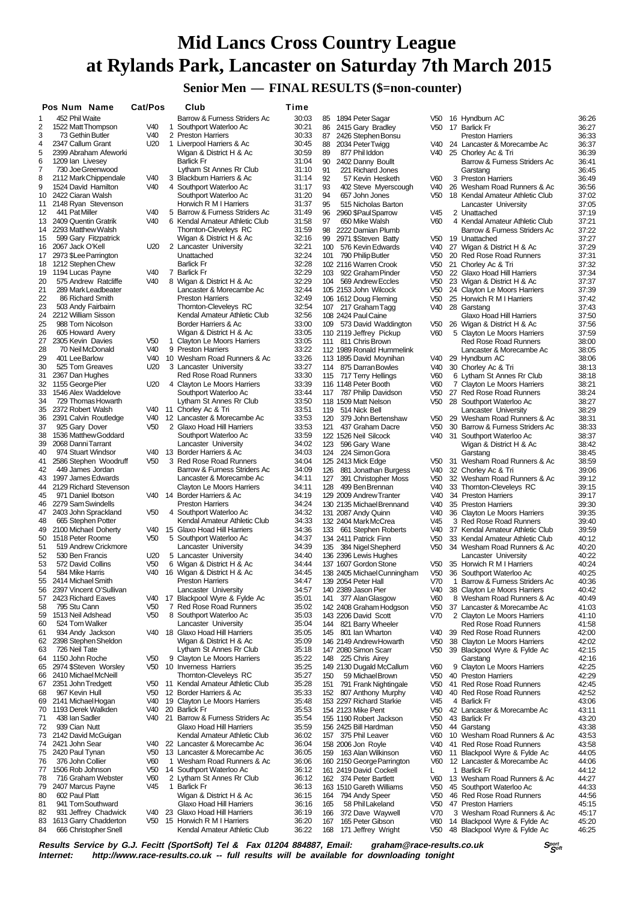# Mid Lancs Cross Country League at Rylands Park, Lancaster on Saturday 7th March 2015

## Senior Men — FINAL RESULTS ($=non-counter)

| Pos | Num | Name | Cat | Pos | Club | Time |
|---|---|---|---|---|---|---|
| 1 | 452 | Phil Waite | | | Barrow & Furness Striders Ac | 30:03 |
| 2 | 1522 | Matt Thompson | V40 | 1 | Southport Waterloo Ac | 30:21 |
| 3 | 73 | Gethin Butler | V40 | 2 | Preston Harriers | 30:33 |
| 4 | 2347 | Callum Grant | U20 | 1 | Liverpool Harriers & Ac | 30:45 |
| 5 | 2399 | Abraham Afeworki | | | Wigan & District H & Ac | 30:59 |
| 6 | 1209 | Ian Livesey | | | Barlick Fr | 31:04 |
| 7 | 730 | Joe Greenwood | | | Lytham St Annes Rr Club | 31:10 |
| 8 | 2112 | Mark Chippendale | V40 | 3 | Blackburn Harriers & Ac | 31:14 |
| 9 | 1524 | David Hamilton | V40 | 4 | Southport Waterloo Ac | 31:17 |
| 10 | 2422 | Ciaran Walsh | | | Southport Waterloo Ac | 31:20 |
| 11 | 2148 | Ryan Stevenson | | | Horwich R M I Harriers | 31:37 |
| 12 | 441 | Pat Miller | V40 | 5 | Barrow & Furness Striders Ac | 31:49 |
| 13 | 2409 | Quentin Gratrik | V40 | 6 | Kendal Amateur Athletic Club | 31:58 |
| 14 | 2293 | Matthew Walsh | | | Thornton-Cleveleys RC | 31:59 |
| 15 | 599 | Gary Fitzpatrick | | | Wigan & District H & Ac | 32:16 |
| 16 | 2067 | Jack O'Kell | U20 | 2 | Lancaster University | 32:21 |
| 17 | 2973 | $Lee Parrington | | | Unattached | 32:24 |
| 18 | 1212 | Stephen Chew | | | Barlick Fr | 32:28 |
| 19 | 1194 | Lucas Payne | V40 | 7 | Barlick Fr | 32:29 |
| 20 | 575 | Andrew Ratcliffe | V40 | 8 | Wigan & District H & Ac | 32:29 |
| 21 | 289 | Mark Leadbeater | | | Lancaster & Morecambe Ac | 32:44 |
| 22 | 86 | Richard Smith | | | Preston Harriers | 32:49 |
| 23 | 503 | Andy Fairbairn | | | Thornton-Cleveleys RC | 32:54 |
| 24 | 2212 | William Sisson | | | Kendal Amateur Athletic Club | 32:56 |
| 25 | 988 | Tom Nicolson | | | Border Harriers & Ac | 33:00 |
| 26 | 605 | Howard Avery | | | Wigan & District H & Ac | 33:05 |
| 27 | 2305 | Kevin Davies | V50 | 1 | Clayton Le Moors Harriers | 33:05 |
| 28 | 70 | Neil McDonald | V40 | 9 | Preston Harriers | 33:22 |
| 29 | 401 | Lee Barlow | V40 | 10 | Wesham Road Runners & Ac | 33:26 |
| 30 | 525 | Tom Greaves | U20 | 3 | Lancaster University | 33:27 |
| 31 | 2367 | Dan Hughes | | | Red Rose Road Runners | 33:30 |
| 32 | 1155 | George Pier | U20 | 4 | Clayton Le Moors Harriers | 33:39 |
| 33 | 1546 | Alex Waddelove | | | Southport Waterloo Ac | 33:44 |
| 34 | 729 | Thomas Howarth | | | Lytham St Annes Rr Club | 33:50 |
| 35 | 2372 | Robert Walsh | V40 | 11 | Chorley Ac & Tri | 33:51 |
| 36 | 2391 | Calvin Routledge | V40 | 12 | Lancaster & Morecambe Ac | 33:53 |
| 37 | 925 | Gary Dover | V50 | 2 | Glaxo Hoad Hill Harriers | 33:53 |
| 38 | 1536 | Matthew Goddard | | | Southport Waterloo Ac | 33:59 |
| 39 | 2068 | Danni Tarrant | | | Lancaster University | 34:02 |
| 40 | 974 | Stuart Windsor | V40 | 13 | Border Harriers & Ac | 34:03 |
| 41 | 2586 | Stephen Woodruff | V50 | 3 | Red Rose Road Runners | 34:04 |
| 42 | 449 | James Jordan | | | Barrow & Furness Striders Ac | 34:09 |
| 43 | 1997 | James Edwards | | | Lancaster & Morecambe Ac | 34:11 |
| 44 | 2129 | Richard Stevenson | | | Clayton Le Moors Harriers | 34:11 |
| 45 | 971 | Daniel Ibotson | V40 | 14 | Border Harriers & Ac | 34:19 |
| 46 | 2279 | Sam Swindells | | | Preston Harriers | 34:24 |
| 47 | 2403 | John Sprackland | V50 | 4 | Southport Waterloo Ac | 34:32 |
| 48 | 665 | Stephen Potter | | | Kendal Amateur Athletic Club | 34:33 |
| 49 | 2100 | Michael Doherty | V40 | 15 | Glaxo Hoad Hill Harriers | 34:36 |
| 50 | 1518 | Peter Roome | V50 | 5 | Southport Waterloo Ac | 34:37 |
| 51 | 519 | Andrew Crickmore | | | Lancaster University | 34:39 |
| 52 | 530 | Ben Francis | U20 | 5 | Lancaster University | 34:40 |
| 53 | 572 | David Collins | V50 | 6 | Wigan & District H & Ac | 34:44 |
| 54 | 584 | Mike Harris | V40 | 16 | Wigan & District H & Ac | 34:45 |
| 55 | 2414 | Michael Smith | | | Preston Harriers | 34:47 |
| 56 | 2397 | Vincent O'Sullivan | | | Lancaster University | 34:57 |
| 57 | 2423 | Richard Eaves | V40 | 17 | Blackpool Wyre & Fylde Ac | 35:01 |
| 58 | 795 | Stu Cann | V50 | 7 | Red Rose Road Runners | 35:02 |
| 59 | 1513 | Neil Adshead | V50 | 8 | Southport Waterloo Ac | 35:03 |
| 60 | 524 | Tom Walker | | | Lancaster University | 35:04 |
| 61 | 934 | Andy Jackson | V40 | 18 | Glaxo Hoad Hill Harriers | 35:05 |
| 62 | 2398 | Stephen Sheldon | | | Wigan & District H & Ac | 35:09 |
| 63 | 726 | Neil Tate | | | Lytham St Annes Rr Club | 35:18 |
| 64 | 1150 | John Roche | V50 | 9 | Clayton Le Moors Harriers | 35:22 |
| 65 | 2974 | $Steven Worsley | V50 | 10 | Inverness Harriers | 35:25 |
| 66 | 2410 | Michael McNeill | | | Thornton-Cleveleys RC | 35:27 |
| 67 | 2351 | John Tredgett | V50 | 11 | Kendal Amateur Athletic Club | 35:28 |
| 68 | 967 | Kevin Hull | V50 | 12 | Border Harriers & Ac | 35:33 |
| 69 | 2141 | Michael Hogan | V40 | 19 | Clayton Le Moors Harriers | 35:48 |
| 70 | 1193 | Derek Walkden | V40 | 20 | Barlick Fr | 35:53 |
| 71 | 438 | Ian Sadler | V40 | 21 | Barrow & Furness Striders Ac | 35:54 |
| 72 | 939 | Cian Nutt | | | Glaxo Hoad Hill Harriers | 35:59 |
| 73 | 2142 | David McGuigan | | | Kendal Amateur Athletic Club | 36:02 |
| 74 | 2421 | John Sear | V40 | 22 | Lancaster & Morecambe Ac | 36:04 |
| 75 | 2420 | Paul Tynan | V50 | 13 | Lancaster & Morecambe Ac | 36:05 |
| 76 | 376 | John Collier | V60 | 1 | Wesham Road Runners & Ac | 36:06 |
| 77 | 1506 | Rob Johnson | V50 | 14 | Southport Waterloo Ac | 36:12 |
| 78 | 716 | Graham Webster | V60 | 2 | Lytham St Annes Rr Club | 36:12 |
| 79 | 2407 | Marcus Payne | V45 | 1 | Barlick Fr | 36:13 |
| 80 | 602 | Paul Platt | | | Wigan & District H & Ac | 36:15 |
| 81 | 941 | Tom Southward | | | Glaxo Hoad Hill Harriers | 36:16 |
| 82 | 931 | Jeffrey Chadwick | V40 | 23 | Glaxo Hoad Hill Harriers | 36:19 |
| 83 | 1613 | Garry Chadderton | V50 | 15 | Horwich R M I Harriers | 36:20 |
| 84 | 666 | Christopher Snell | | | Kendal Amateur Athletic Club | 36:22 |
| 85 | 1894 | Peter Sagar | V50 | 16 | Hyndburn AC | 36:26 |
| 86 | 2415 | Gary Bradley | V50 | 17 | Barlick Fr | 36:27 |
| 87 | 2426 | Stephen Bonsu | | | Preston Harriers | 36:33 |
| 88 | 2034 | Peter Twigg | V40 | 24 | Lancaster & Morecambe Ac | 36:37 |
| 89 | 877 | Phil Iddon | V40 | 25 | Chorley Ac & Tri | 36:39 |
| 90 | 2402 | Danny Boullt | | | Barrow & Furness Striders Ac | 36:41 |
| 91 | 221 | Richard Jones | | | Garstang | 36:45 |
| 92 | 57 | Kevin Hesketh | V60 | 3 | Preston Harriers | 36:49 |
| 93 | 402 | Steve Myerscough | V40 | 26 | Wesham Road Runners & Ac | 36:56 |
| 94 | 657 | John Jones | V50 | 18 | Kendal Amateur Athletic Club | 37:02 |
| 95 | 515 | Nicholas Barton | | | Lancaster University | 37:05 |
| 96 | 2960 | $Paul Sparrow | V45 | 2 | Unattached | 37:19 |
| 97 | 650 | Mike Walsh | V60 | 4 | Kendal Amateur Athletic Club | 37:21 |
| 98 | 2222 | Damian Plumb | | | Barrow & Furness Striders Ac | 37:22 |
| 99 | 2971 | $Steven Batty | V50 | 19 | Unattached | 37:27 |
| 100 | 576 | Kevin Edwards | V40 | 27 | Wigan & District H & Ac | 37:29 |
| 101 | 790 | Philip Butler | V50 | 20 | Red Rose Road Runners | 37:31 |
| 102 | 2116 | Warren Crook | V50 | 21 | Chorley Ac & Tri | 37:32 |
| 103 | 922 | Graham Pinder | V50 | 22 | Glaxo Hoad Hill Harriers | 37:34 |
| 104 | 569 | Andrew Eccles | V50 | 23 | Wigan & District H & Ac | 37:37 |
| 105 | 2153 | John Wilcock | V50 | 24 | Clayton Le Moors Harriers | 37:39 |
| 106 | 1612 | Doug Fleming | V50 | 25 | Horwich R M I Harriers | 37:42 |
| 107 | 217 | Graham Tagg | V40 | 28 | Garstang | 37:43 |
| 108 | 2424 | Paul Caine | | | Glaxo Hoad Hill Harriers | 37:50 |
| 109 | 573 | David Waddington | V50 | 26 | Wigan & District H & Ac | 37:56 |
| 110 | 2119 | Jeffrey Pickup | V60 | 5 | Clayton Le Moors Harriers | 37:59 |
| 111 | 811 | Chris Brown | | | Red Rose Road Runners | 38:00 |
| 112 | 1989 | Ronald Hummelink | | | Lancaster & Morecambe Ac | 38:05 |
| 113 | 1895 | David Moynihan | V40 | 29 | Hyndburn AC | 38:06 |
| 114 | 875 | Darran Bowles | V40 | 30 | Chorley Ac & Tri | 38:13 |
| 115 | 717 | Terry Hellings | V60 | 6 | Lytham St Annes Rr Club | 38:18 |
| 116 | 1148 | Peter Booth | V60 | 7 | Clayton Le Moors Harriers | 38:21 |
| 117 | 787 | Philip Davidson | V50 | 27 | Red Rose Road Runners | 38:24 |
| 118 | 1509 | Matt Nelson | V50 | 28 | Southport Waterloo Ac | 38:27 |
| 119 | 514 | Nick Bell | | | Lancaster University | 38:29 |
| 120 | 379 | John Bertenshaw | V50 | 29 | Wesham Road Runners & Ac | 38:31 |
| 121 | 437 | Graham Dacre | V50 | 30 | Barrow & Furness Striders Ac | 38:33 |
| 122 | 1526 | Neil Silcock | V40 | 31 | Southport Waterloo Ac | 38:37 |
| 123 | 596 | Gary Wane | | | Wigan & District H & Ac | 38:42 |
| 124 | 224 | Simon Gora | | | Garstang | 38:45 |
| 125 | 2413 | Mick Edge | V50 | 31 | Wesham Road Runners & Ac | 38:59 |
| 126 | 881 | Jonathan Burgess | V40 | 32 | Chorley Ac & Tri | 39:06 |
| 127 | 391 | Christopher Moss | V50 | 32 | Wesham Road Runners & Ac | 39:12 |
| 128 | 499 | Ben Brennan | V40 | 33 | Thornton-Cleveleys RC | 39:15 |
| 129 | 2009 | Andrew Tranter | V40 | 34 | Preston Harriers | 39:17 |
| 130 | 2135 | Michael Brennand | V40 | 35 | Preston Harriers | 39:30 |
| 131 | 2087 | Andy Quinn | V40 | 36 | Clayton Le Moors Harriers | 39:35 |
| 132 | 2404 | Mark McCrea | V45 | 3 | Red Rose Road Runners | 39:40 |
| 133 | 661 | Stephen Roberts | V40 | 37 | Kendal Amateur Athletic Club | 39:59 |
| 134 | 2411 | Patrick Finn | V50 | 33 | Kendal Amateur Athletic Club | 40:12 |
| 135 | 384 | Nigel Shepherd | V50 | 34 | Wesham Road Runners & Ac | 40:20 |
| 136 | 2396 | Lewis Hughes | | | Lancaster University | 40:22 |
| 137 | 1607 | Gordon Stone | V50 | 35 | Horwich R M I Harriers | 40:24 |
| 138 | 2405 | Michael Cunningham | V50 | 36 | Southport Waterloo Ac | 40:25 |
| 139 | 2054 | Peter Hall | V70 | 1 | Barrow & Furness Striders Ac | 40:36 |
| 140 | 2389 | Jason Pier | V40 | 38 | Clayton Le Moors Harriers | 40:42 |
| 141 | 377 | Alan Glasgow | V60 | 8 | Wesham Road Runners & Ac | 40:49 |
| 142 | 2408 | Graham Hodgson | V50 | 37 | Lancaster & Morecambe Ac | 41:03 |
| 143 | 2206 | David Scott | V70 | 2 | Clayton Le Moors Harriers | 41:10 |
| 144 | 821 | Barry Wheeler | | | Red Rose Road Runners | 41:58 |
| 145 | 801 | Ian Wharton | V40 | 39 | Red Rose Road Runners | 42:00 |
| 146 | 2149 | Andrew Howarth | V50 | 38 | Clayton Le Moors Harriers | 42:02 |
| 147 | 2080 | Simon Scarr | V50 | 39 | Blackpool Wyre & Fylde Ac | 42:15 |
| 148 | 225 | Chris Airey | | | Garstang | 42:16 |
| 149 | 2130 | Dugald McCallum | V60 | 9 | Clayton Le Moors Harriers | 42:25 |
| 150 | 59 | Michael Brown | V50 | 40 | Preston Harriers | 42:29 |
| 151 | 791 | Frank Nightingale | V50 | 41 | Red Rose Road Runners | 42:45 |
| 152 | 807 | Anthony Murphy | V40 | 40 | Red Rose Road Runners | 42:52 |
| 153 | 2297 | Richard Starkie | V45 | 4 | Barlick Fr | 43:06 |
| 154 | 2123 | Mike Pent | V50 | 42 | Lancaster & Morecambe Ac | 43:11 |
| 155 | 1190 | Robert Jackson | V50 | 43 | Barlick Fr | 43:20 |
| 156 | 2425 | Bill Hardman | V50 | 44 | Garstang | 43:38 |
| 157 | 375 | Phil Leaver | V60 | 10 | Wesham Road Runners & Ac | 43:53 |
| 158 | 2006 | Jon Royle | V40 | 41 | Red Rose Road Runners | 43:58 |
| 159 | 163 | Alan Wilkinson | V60 | 11 | Blackpool Wyre & Fylde Ac | 44:05 |
| 160 | 2150 | George Parrington | V60 | 12 | Lancaster & Morecambe Ac | 44:06 |
| 161 | 2419 | David Cockell | L | 1 | Barlick Fr | 44:12 |
| 162 | 374 | Peter Bartlett | V60 | 13 | Wesham Road Runners & Ac | 44:27 |
| 163 | 1510 | Gareth Williams | V50 | 45 | Southport Waterloo Ac | 44:33 |
| 164 | 794 | Andy Speer | V50 | 46 | Red Rose Road Runners | 44:56 |
| 165 | 58 | Phil Lakeland | V50 | 47 | Preston Harriers | 45:15 |
| 166 | 372 | Dave Waywell | V70 | 3 | Wesham Road Runners & Ac | 45:17 |
| 167 | 165 | Peter Gibson | V60 | 14 | Blackpool Wyre & Fylde Ac | 45:20 |
| 168 | 171 | Jeffrey Wright | V50 | 48 | Blackpool Wyre & Fylde Ac | 46:25 |

***Results Service by G.J. Fecitt (SportSoft) Tel & Fax 01204 884887, Email: graham@race-results.co.uk***
***Internet: http://www.race-results.co.uk -- full results will be available for downloading tonight***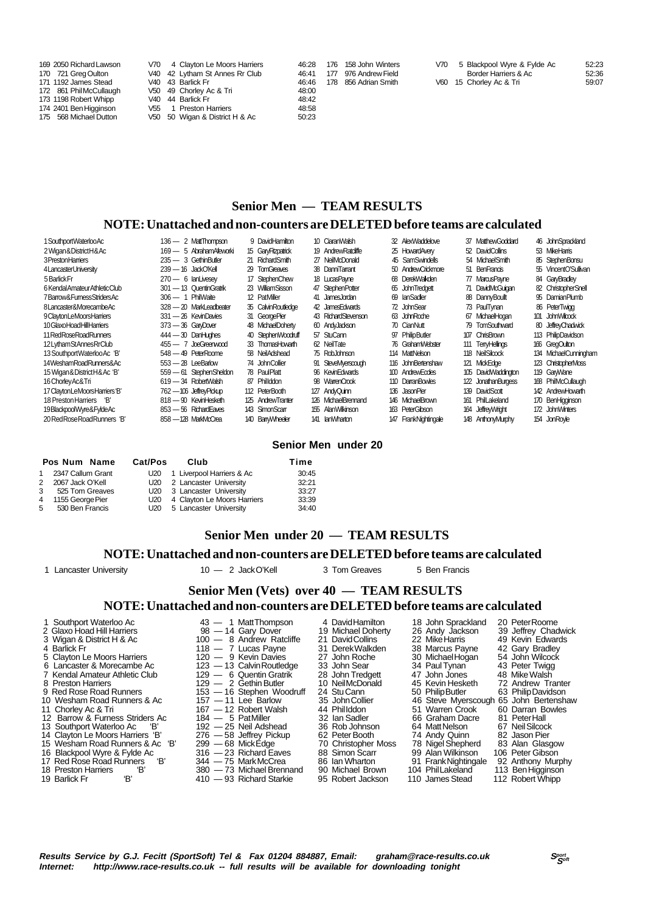| Pos | Num | Name | Cat | Pos | Club | Time |
|---|---|---|---|---|---|---|
| 169 | 2050 | Richard Lawson | V70 | 4 | Clayton Le Moors Harriers | 46:28 |
| 170 | 721 | Greg Oulton | V40 | 42 | Lytham St Annes Rr Club | 46:41 |
| 171 | 1192 | James Stead | V40 | 43 | Barlick Fr | 46:46 |
| 172 | 861 | Phil McCullaugh | V50 | 49 | Chorley Ac & Tri | 48:00 |
| 173 | 1198 | Robert Whipp | V40 | 44 | Barlick Fr | 48:42 |
| 174 | 2401 | Ben Higginson | V55 | 1 | Preston Harriers | 48:58 |
| 175 | 568 | Michael Dutton | V50 | 50 | Wigan & District H & Ac | 50:23 |
| 176 | 158 | John Winters | V70 | 5 | Blackpool Wyre & Fylde Ac | 52:23 |
| 177 | 976 | Andrew Field | | | Border Harriers & Ac | 52:36 |
| 178 | 856 | Adrian Smith | V60 | 15 | Chorley Ac & Tri | 59:07 |

## Senior Men — TEAM RESULTS

### NOTE: Unattached and non-counters are DELETED before teams are calculated

| Team | Points | | | | | | |
|---|---|---|---|---|---|---|---|
| 1 Southport Waterloo Ac | 136 — 2 Matt Thompson | 9 David Hamilton | 10 Ciaran Walsh | 32 Alex Waddelove | 37 Matthew Goddard | 46 John Sprackland |
| 2 Wigan & District H & Ac | 169 — 5 Abraham Afeworki | 15 Gary Fitzpatrick | 19 Andrew Ratcliffe | 25 Howard Avery | 52 David Collins | 53 Mike Harris |
| 3 Preston Harriers | 235 — 3 Gethin Butler | 21 Richard Smith | 27 Neil McDonald | 45 Sam Swindells | 54 Michael Smith | 85 Stephen Bonsu |
| 4 Lancaster University | 239 — 16 Jack O'Kell | 29 Tom Greaves | 38 Danni Tarrant | 50 Andrew Crickmore | 51 Ben Francis | 55 Vincent O'Sullivan |
| 5 Barlick Fr | 270 — 6 Ian Livesey | 17 Stephen Chew | 18 Lucas Payne | 68 Derek Walkden | 77 Marcus Payne | 84 Gary Bradley |
| 6 Kendal Amateur Athletic Club | 301 — 13 Quentin Gratrik | 23 William Sisson | 47 Stephen Potter | 65 John Tredgett | 71 David McGuigan | 82 Christopher Snell |
| 7 Barrow & Furness Striders Ac | 306 — 1 Phil Waite | 12 Pat Miller | 41 James Jordan | 69 Ian Sadler | 88 Danny Boult | 95 Damian Plumb |
| 8 Lancaster & Morecambe Ac | 328 — 20 Mark Leadbeater | 35 Calvin Routledge | 42 James Edwards | 72 John Sear | 73 Paul Tynan | 86 Peter Twigg |
| 9 Clayton Le Moors Harriers | 331 — 26 Kevin Davies | 31 George Pier | 43 Richard Stevenson | 63 John Roche | 67 Michael Hogan | 101 John Wilcock |
| 10 Glaxo Hoad Hill Harriers | 373 — 36 Gary Dover | 48 Michael Doherty | 60 Andy Jackson | 70 Cian Nutt | 79 Tom Southward | 80 Jeffrey Chadwick |
| 11 Red Rose Road Runners | 444 — 30 Dan Hughes | 40 Stephen Woodruff | 57 Stu Cann | 97 Philip Butler | 107 Chris Brown | 113 Philip Davidson |
| 12 Lytham St Annes Rr Club | 455 — 7 Joe Greenwood | 33 Thomas Howarth | 62 Neil Tate | 76 Graham Webster | 111 Terry Hellings | 166 Greg Oulton |
| 13 Southport Waterloo Ac 'B' | 548 — 49 Peter Roome | 58 Neil Adshead | 75 Rob Johnson | 114 Matt Nelson | 118 Neil Silcock | 134 Michael Cunningham |
| 14 Wesham Road Runners & Ac | 553 — 28 Lee Barlow | 74 John Collier | 91 Steve Myerscough | 116 John Bertenshaw | 121 Mick Edge | 123 Christopher Moss |
| 15 Wigan & District H & Ac 'B' | 559 — 61 Stephen Sheldon | 78 Paul Platt | 96 Kevin Edwards | 100 Andrew Eccles | 105 David Waddington | 119 Gary Wane |
| 16 Chorley Ac & Tri | 619 — 34 Robert Walsh | 87 Phil Iddon | 98 Warren Crook | 110 Darran Bowles | 122 Jonathan Burgess | 168 Phil McCullaugh |
| 17 Clayton Le Moors Harriers 'B' | 762 — 106 Jeffrey Pickup | 112 Peter Booth | 127 Andy Quinn | 136 Jason Pier | 139 David Scott | 142 Andrew Howarth |
| 18 Preston Harriers 'B' | 818 — 90 Kevin Hesketh | 125 Andrew Tranter | 126 Michael Brennand | 146 Michael Brown | 161 Phil Lakeland | 170 Ben Higginson |
| 19 Blackpool Wyre & Fylde Ac | 853 — 56 Richard Eaves | 143 Simon Scarr | 155 Alan Wilkinson | 163 Peter Gibson | 164 Jeffrey Wright | 172 John Winters |
| 20 Red Rose Road Runners 'B' | 858 — 128 Mark McCrea | 140 Barry Wheeler | 141 Ian Wharton | 147 Frank Nightingale | 148 Anthony Murphy | 154 Jon Royle |

## Senior Men under 20

| Pos | Num | Name | Cat/Pos | | Club | Time |
|---|---|---|---|---|---|---|
| 1 | 2347 | Callum Grant | U20 | 1 | Liverpool Harriers & Ac | 30:45 |
| 2 | 2067 | Jack O'Kell | U20 | 2 | Lancaster University | 32:21 |
| 3 | 525 | Tom Greaves | U20 | 3 | Lancaster University | 33:27 |
| 4 | 1155 | George Pier | U20 | 4 | Clayton Le Moors Harriers | 33:39 |
| 5 | 530 | Ben Francis | U20 | 5 | Lancaster University | 34:40 |

## Senior Men under 20 — TEAM RESULTS

### NOTE: Unattached and non-counters are DELETED before teams are calculated

| Team | Points | | |
|---|---|---|---|
| 1 Lancaster University | 10 — 2 Jack O'Kell | 3 Tom Greaves | 5 Ben Francis |

## Senior Men (Vets) over 40 — TEAM RESULTS

### NOTE: Unattached and non-counters are DELETED before teams are calculated

| Team | Points | | | |
|---|---|---|---|---|
| 1 Southport Waterloo Ac | 43 — 1 Matt Thompson | 4 David Hamilton | 18 John Sprackland | 20 Peter Roome |
| 2 Glaxo Hoad Hill Harriers | 98 — 14 Gary Dover | 19 Michael Doherty | 26 Andy Jackson | 39 Jeffrey Chadwick |
| 3 Wigan & District H & Ac | 100 — 8 Andrew Ratcliffe | 21 David Collins | 22 Mike Harris | 49 Kevin Edwards |
| 4 Barlick Fr | 118 — 7 Lucas Payne | 31 Derek Walkden | 38 Marcus Payne | 42 Gary Bradley |
| 5 Clayton Le Moors Harriers | 120 — 9 Kevin Davies | 27 John Roche | 30 Michael Hogan | 54 John Wilcock |
| 6 Lancaster & Morecambe Ac | 123 — 13 Calvin Routledge | 33 John Sear | 34 Paul Tynan | 43 Peter Twigg |
| 7 Kendal Amateur Athletic Club | 129 — 6 Quentin Gratrik | 28 John Tredgett | 47 John Jones | 48 Mike Walsh |
| 8 Preston Harriers | 129 — 2 Gethin Butler | 10 Neil McDonald | 45 Kevin Hesketh | 72 Andrew Tranter |
| 9 Red Rose Road Runners | 153 — 16 Stephen Woodruff | 24 Stu Cann | 50 Philip Butler | 63 Philip Davidson |
| 10 Wesham Road Runners & Ac | 157 — 11 Lee Barlow | 35 John Collier | 46 Steve Myerscough | 65 John Bertenshaw |
| 11 Chorley Ac & Tri | 167 — 12 Robert Walsh | 44 Phil Iddon | 51 Warren Crook | 60 Darran Bowles |
| 12 Barrow & Furness Striders Ac | 184 — 5 Pat Miller | 32 Ian Sadler | 66 Graham Dacre | 81 Peter Hall |
| 13 Southport Waterloo Ac 'B' | 192 — 25 Neil Adshead | 36 Rob Johnson | 64 Matt Nelson | 67 Neil Silcock |
| 14 Clayton Le Moors Harriers 'B' | 276 — 58 Jeffrey Pickup | 62 Peter Booth | 74 Andy Quinn | 82 Jason Pier |
| 15 Wesham Road Runners & Ac 'B' | 299 — 68 Mick Edge | 70 Christopher Moss | 78 Nigel Shepherd | 83 Alan Glasgow |
| 16 Blackpool Wyre & Fylde Ac | 316 — 23 Richard Eaves | 88 Simon Scarr | 99 Alan Wilkinson | 106 Peter Gibson |
| 17 Red Rose Road Runners 'B' | 344 — 75 Mark McCrea | 86 Ian Wharton | 91 Frank Nightingale | 92 Anthony Murphy |
| 18 Preston Harriers 'B' | 380 — 73 Michael Brennand | 90 Michael Brown | 104 Phil Lakeland | 113 Ben Higginson |
| 19 Barlick Fr 'B' | 410 — 93 Richard Starkie | 95 Robert Jackson | 110 James Stead | 112 Robert Whipp |

***Results Service by G.J. Fecitt (SportSoft) Tel & Fax 01204 884887, Email: graham@race-results.co.uk***
***Internet: http://www.race-results.co.uk -- full results will be available for downloading tonight***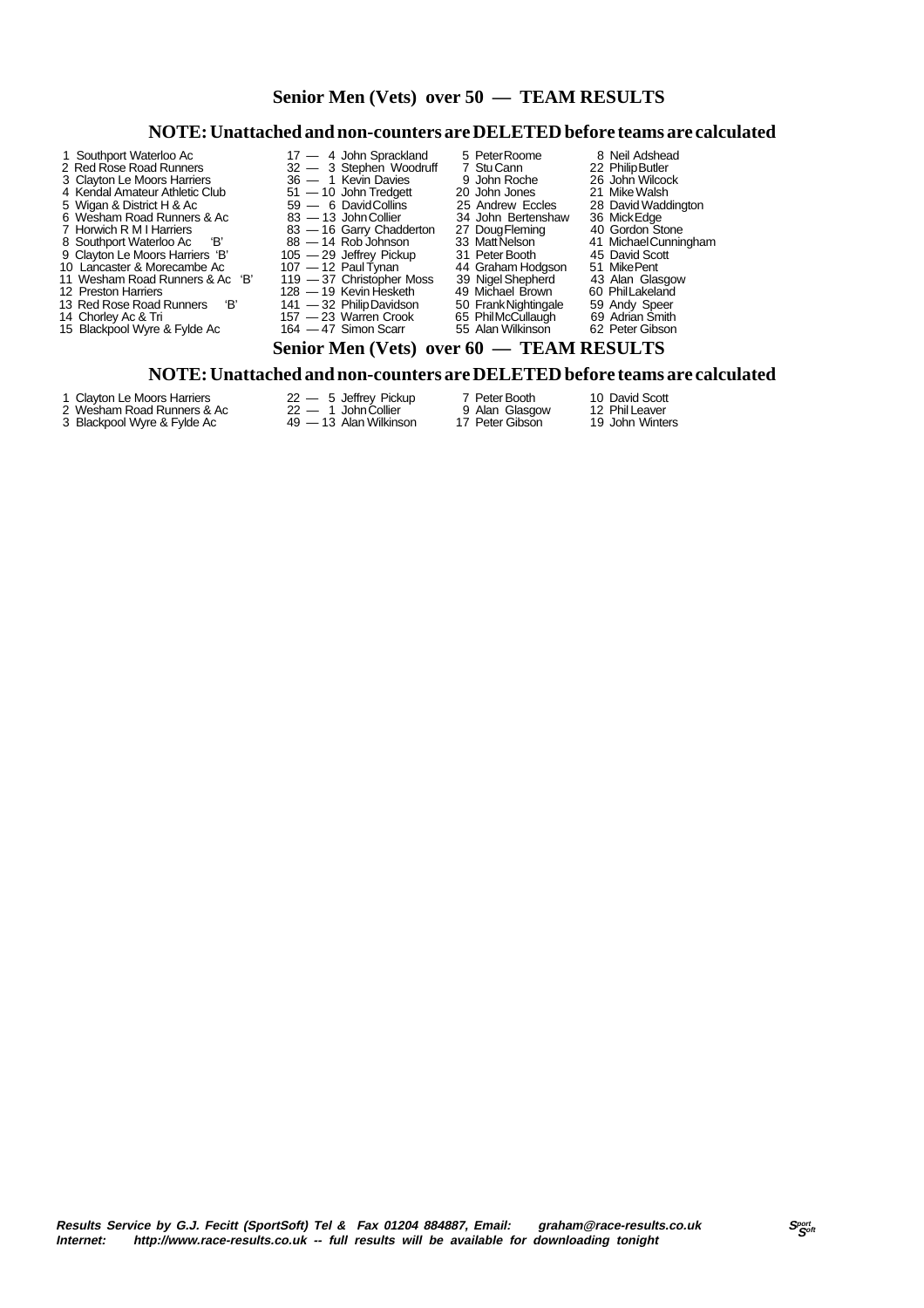## Senior Men (Vets) over 50 — TEAM RESULTS

### NOTE: Unattached and non-counters are DELETED before teams are calculated

| | | | | |
|---|---|---|---|---|
| 1 Southport Waterloo Ac | 17 — 4 John Sprackland | 5 Peter Roome | 8 Neil Adshead |
| 2 Red Rose Road Runners | 32 — 3 Stephen Woodruff | 7 Stu Cann | 22 Philip Butler |
| 3 Clayton Le Moors Harriers | 36 — 1 Kevin Davies | 9 John Roche | 26 John Wilcock |
| 4 Kendal Amateur Athletic Club | 51 — 10 John Tredgett | 20 John Jones | 21 Mike Walsh |
| 5 Wigan & District H & Ac | 59 — 6 David Collins | 25 Andrew Eccles | 28 David Waddington |
| 6 Wesham Road Runners & Ac | 83 — 13 John Collier | 34 John Bertenshaw | 36 Mick Edge |
| 7 Horwich R M I Harriers | 83 — 16 Garry Chadderton | 27 Doug Fleming | 40 Gordon Stone |
| 8 Southport Waterloo Ac 'B' | 88 — 14 Rob Johnson | 33 Matt Nelson | 41 Michael Cunningham |
| 9 Clayton Le Moors Harriers 'B' | 105 — 29 Jeffrey Pickup | 31 Peter Booth | 45 David Scott |
| 10 Lancaster & Morecambe Ac | 107 — 12 Paul Tynan | 44 Graham Hodgson | 51 Mike Pent |
| 11 Wesham Road Runners & Ac 'B' | 119 — 37 Christopher Moss | 39 Nigel Shepherd | 43 Alan Glasgow |
| 12 Preston Harriers | 128 — 19 Kevin Hesketh | 49 Michael Brown | 60 Phil Lakeland |
| 13 Red Rose Road Runners 'B' | 141 — 32 Philip Davidson | 50 Frank Nightingale | 59 Andy Speer |
| 14 Chorley Ac & Tri | 157 — 23 Warren Crook | 65 Phil McCullaugh | 69 Adrian Smith |
| 15 Blackpool Wyre & Fylde Ac | 164 — 47 Simon Scarr | 55 Alan Wilkinson | 62 Peter Gibson |

## Senior Men (Vets) over 60 — TEAM RESULTS

### NOTE: Unattached and non-counters are DELETED before teams are calculated

| | | | |
|---|---|---|---|
| 1 Clayton Le Moors Harriers | 22 — 5 Jeffrey Pickup | 7 Peter Booth | 10 David Scott |
| 2 Wesham Road Runners & Ac | 22 — 1 John Collier | 9 Alan Glasgow | 12 Phil Leaver |
| 3 Blackpool Wyre & Fylde Ac | 49 — 13 Alan Wilkinson | 17 Peter Gibson | 19 John Winters |

***Results Service by G.J. Fecitt (SportSoft) Tel & Fax 01204 884887, Email: graham@race-results.co.uk***
***Internet: http://www.race-results.co.uk -- full results will be available for downloading tonight***